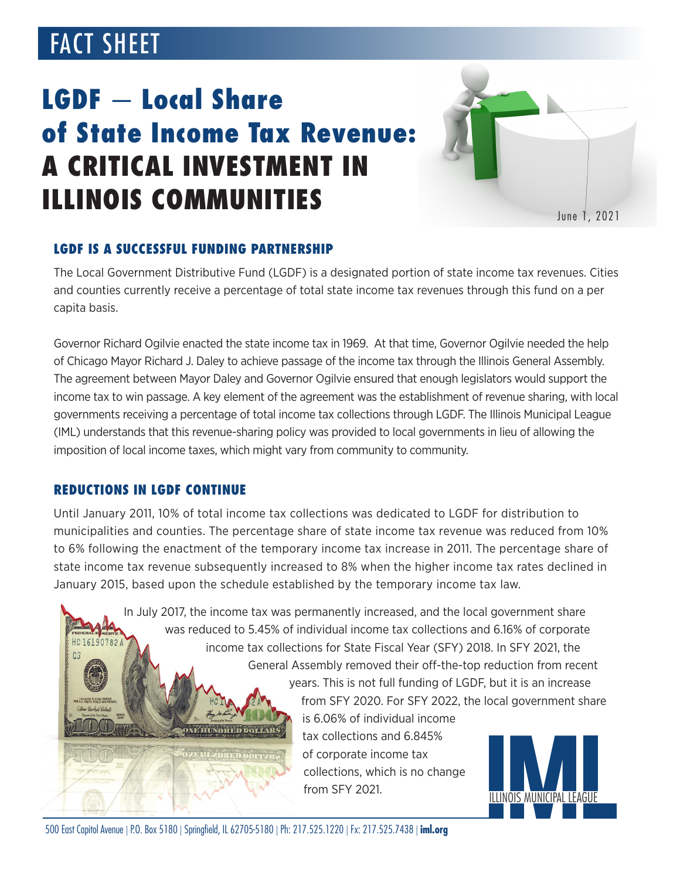FACT SHEET

# LGDF — Local Share of State Income Tax Revenue: A CRITICAL INVESTMENT IN ILLINOIS COMMUNITIES

June 1, 2021

## LGDF IS A SUCCESSFUL FUNDING PARTNERSHIP

The Local Government Distributive Fund (LGDF) is a designated portion of state income tax revenues. Cities and counties currently receive a percentage of total state income tax revenues through this fund on a per capita basis.

Governor Richard Ogilvie enacted the state income tax in 1969. At that time, Governor Ogilvie needed the help of Chicago Mayor Richard J. Daley to achieve passage of the income tax through the Illinois General Assembly. The agreement between Mayor Daley and Governor Ogilvie ensured that enough legislators would support the income tax to win passage. A key element of the agreement was the establishment of revenue sharing, with local governments receiving a percentage of total income tax collections through LGDF. The Illinois Municipal League (IML) understands that this revenue-sharing policy was provided to local governments in lieu of allowing the imposition of local income taxes, which might vary from community to community.

## REDUCTIONS IN LGDF CONTINUE

Until January 2011, 10% of total income tax collections was dedicated to LGDF for distribution to municipalities and counties. The percentage share of state income tax revenue was reduced from 10% to 6% following the enactment of the temporary income tax increase in 2011. The percentage share of state income tax revenue subsequently increased to 8% when the higher income tax rates declined in January 2015, based upon the schedule established by the temporary income tax law.

In July 2017, the income tax was permanently increased, and the local government share was reduced to 5.45% of individual income tax collections and 6.16% of corporate income tax collections for State Fiscal Year (SFY) 2018. In SFY 2021, the General Assembly removed their off-the-top reduction from recent years. This is not full funding of LGDF, but it is an increase from SFY 2020. For SFY 2022, the local government share is 6.06% of individual income tax collections and 6.845% of corporate income tax collections, which is no change from SFY 2021.

500 East Capitol Avenue | P.O. Box 5180 | Springfield, IL 62705-5180 | Ph: 217.525.1220 | Fx: 217.525.7438 | **iml.org**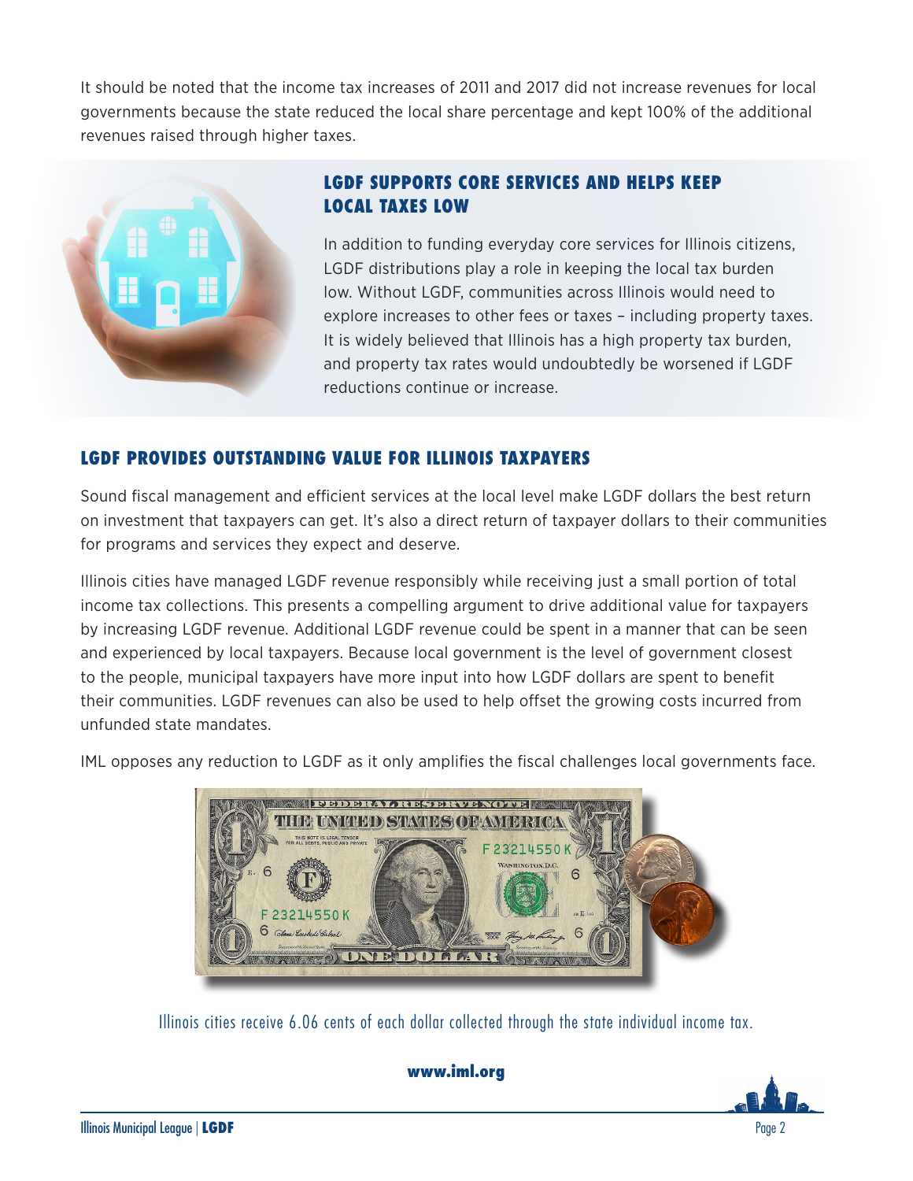It should be noted that the income tax increases of 2011 and 2017 did not increase revenues for local governments because the state reduced the local share percentage and kept 100% of the additional revenues raised through higher taxes.

## LGDF SUPPORTS CORE SERVICES AND HELPS KEEP LOCAL TAXES LOW

In addition to funding everyday core services for Illinois citizens, LGDF distributions play a role in keeping the local tax burden low. Without LGDF, communities across Illinois would need to explore increases to other fees or taxes – including property taxes. It is widely believed that Illinois has a high property tax burden, and property tax rates would undoubtedly be worsened if LGDF reductions continue or increase.

## LGDF PROVIDES OUTSTANDING VALUE FOR ILLINOIS TAXPAYERS

Sound fiscal management and efficient services at the local level make LGDF dollars the best return on investment that taxpayers can get. It's also a direct return of taxpayer dollars to their communities for programs and services they expect and deserve.

Illinois cities have managed LGDF revenue responsibly while receiving just a small portion of total income tax collections. This presents a compelling argument to drive additional value for taxpayers by increasing LGDF revenue. Additional LGDF revenue could be spent in a manner that can be seen and experienced by local taxpayers. Because local government is the level of government closest to the people, municipal taxpayers have more input into how LGDF dollars are spent to benefit their communities. LGDF revenues can also be used to help offset the growing costs incurred from unfunded state mandates.

IML opposes any reduction to LGDF as it only amplifies the fiscal challenges local governments face.

Illinois cities receive 6.06 cents of each dollar collected through the state individual income tax.

**www.iml.org**